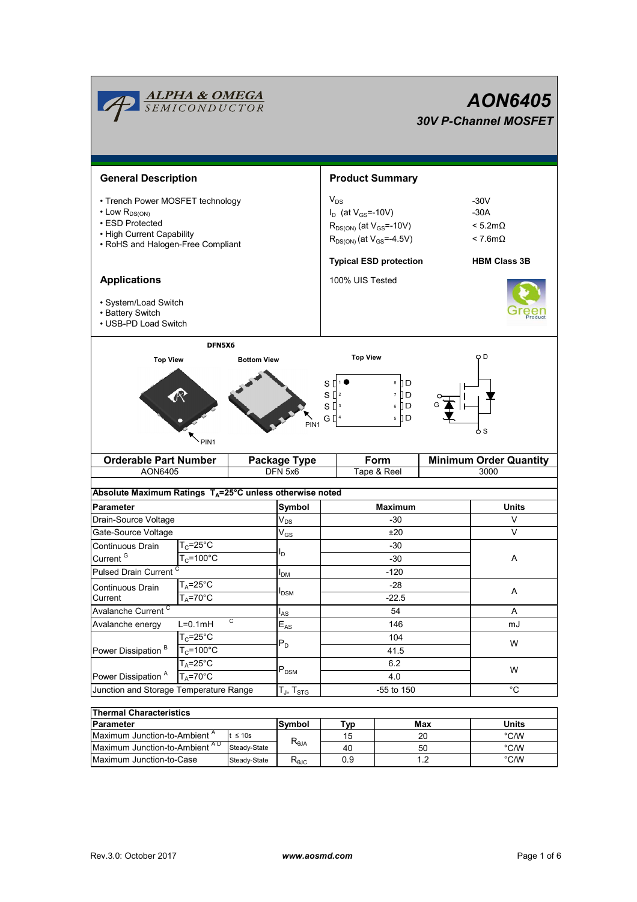# AON6405

## 30V P-Channel MOSFET

## General Description

- Trench Power MOSFET technology
- Low $R_{DS(ON)}$
- ESD Protected
- High Current Capability
- RoHS and Halogen-Free Compliant

## Product Summary

| | |
|---|---|
| $V_{DS}$ | -30V |
| $I_D$ (at $V_{GS}$=-10V) | -30A |
| $R_{DS(ON)}$ (at $V_{GS}$=-10V) | < 5.2mΩ |
| $R_{DS(ON)}$ (at $V_{GS}$=-4.5V) | < 7.6mΩ |
| **Typical ESD protection** | **HBM Class 3B** |

100% UIS Tested

## Applications

- System/Load Switch
- Battery Switch
- USB-PD Load Switch

DFN5X6

Top View / Bottom View / Top View

PIN1

S 1, S 2, S 3, G 4 / 8 D, 7 D, 6 D, 5 D

| Orderable Part Number | Package Type | Form | Minimum Order Quantity |
|---|---|---|---|
| AON6405 | DFN 5x6 | Tape & Reel | 3000 |

**Absolute Maximum Ratings $T_A$=25°C unless otherwise noted**

| Parameter | | Symbol | Maximum | Units |
|---|---|---|---|---|
| Drain-Source Voltage | | $V_{DS}$ | -30 | V |
| Gate-Source Voltage | | $V_{GS}$ | ±20 | V |
| Continuous Drain Current [G] | $T_C$=25°C | $I_D$ | -30 | A |
| | $T_C$=100°C | | -30 | |
| Pulsed Drain Current [C] | | $I_{DM}$ | -120 | |
| Continuous Drain Current | $T_A$=25°C | $I_{DSM}$ | -28 | A |
| | $T_A$=70°C | | -22.5 | |
| Avalanche Current [C] | | $I_{AS}$ | 54 | A |
| Avalanche energy | L=0.1mH [C] | $E_{AS}$ | 146 | mJ |
| Power Dissipation [B] | $T_C$=25°C | $P_D$ | 104 | W |
| | $T_C$=100°C | | 41.5 | |
| Power Dissipation [A] | $T_A$=25°C | $P_{DSM}$ | 6.2 | W |
| | $T_A$=70°C | | 4.0 | |
| Junction and Storage Temperature Range | | $T_J$, $T_{STG}$ | -55 to 150 | °C |

**Thermal Characteristics**

| Parameter | | Symbol | Typ | Max | Units |
|---|---|---|---|---|---|
| Maximum Junction-to-Ambient [A] | t ≤ 10s | $R_{\theta JA}$ | 15 | 20 | °C/W |
| Maximum Junction-to-Ambient [A D] | Steady-State | | 40 | 50 | °C/W |
| Maximum Junction-to-Case | Steady-State | $R_{\theta JC}$ | 0.9 | 1.2 | °C/W |

Rev.3.0: October 2017 www.aosmd.com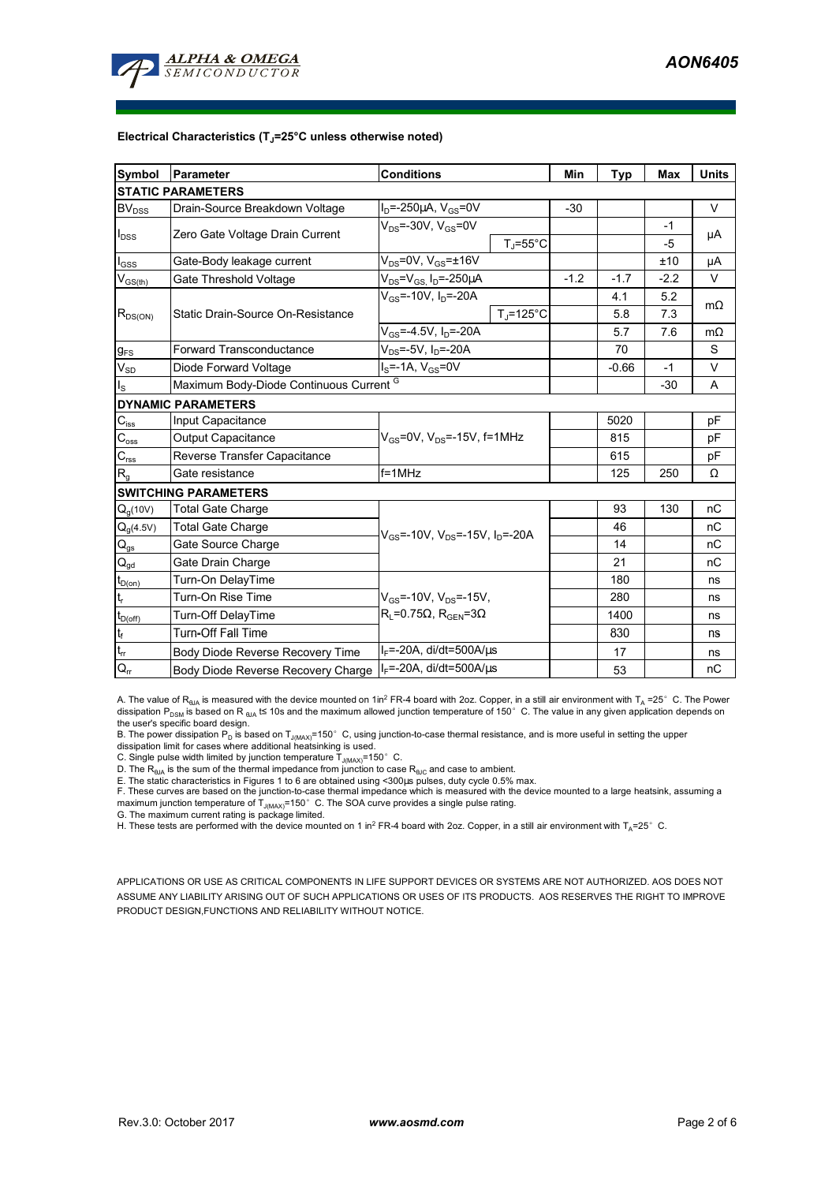**Electrical Characteristics ($T_J$=25°C unless otherwise noted)**

| Symbol | Parameter | Conditions | | Min | Typ | Max | Units |
|---|---|---|---|---|---|---|---|
| **STATIC PARAMETERS** | | | | | | | |
| $BV_{DSS}$ | Drain-Source Breakdown Voltage | $I_D$=-250µA, $V_{GS}$=0V | | -30 | | | V |
| $I_{DSS}$ | Zero Gate Voltage Drain Current | $V_{DS}$=-30V, $V_{GS}$=0V | | | | -1 | µA |
| | | | $T_J$=55°C | | | -5 | |
| $I_{GSS}$ | Gate-Body leakage current | $V_{DS}$=0V, $V_{GS}$=±16V | | | | ±10 | µA |
| $V_{GS(th)}$ | Gate Threshold Voltage | $V_{DS}$=$V_{GS}$, $I_D$=-250µA | | -1.2 | -1.7 | -2.2 | V |
| $R_{DS(ON)}$ | Static Drain-Source On-Resistance | $V_{GS}$=-10V, $I_D$=-20A | | | 4.1 | 5.2 | mΩ |
| | | | $T_J$=125°C | | 5.8 | 7.3 | |
| | | $V_{GS}$=-4.5V, $I_D$=-20A | | | 5.7 | 7.6 | mΩ |
| $g_{FS}$ | Forward Transconductance | $V_{DS}$=-5V, $I_D$=-20A | | | 70 | | S |
| $V_{SD}$ | Diode Forward Voltage | $I_S$=-1A, $V_{GS}$=0V | | | -0.66 | -1 | V |
| $I_S$ | Maximum Body-Diode Continuous Current [G] | | | | | -30 | A |
| **DYNAMIC PARAMETERS** | | | | | | | |
| $C_{iss}$ | Input Capacitance | $V_{GS}$=0V, $V_{DS}$=-15V, f=1MHz | | | 5020 | | pF |
| $C_{oss}$ | Output Capacitance | | | | 815 | | pF |
| $C_{rss}$ | Reverse Transfer Capacitance | | | | 615 | | pF |
| $R_g$ | Gate resistance | f=1MHz | | | 125 | 250 | Ω |
| **SWITCHING PARAMETERS** | | | | | | | |
| $Q_g$(10V) | Total Gate Charge | $V_{GS}$=-10V, $V_{DS}$=-15V, $I_D$=-20A | | | 93 | 130 | nC |
| $Q_g$(4.5V) | Total Gate Charge | | | | 46 | | nC |
| $Q_{gs}$ | Gate Source Charge | | | | 14 | | nC |
| $Q_{gd}$ | Gate Drain Charge | | | | 21 | | nC |
| $t_{D(on)}$ | Turn-On DelayTime | $V_{GS}$=-10V, $V_{DS}$=-15V, $R_L$=0.75Ω, $R_{GEN}$=3Ω | | | 180 | | ns |
| $t_r$ | Turn-On Rise Time | | | | 280 | | ns |
| $t_{D(off)}$ | Turn-Off DelayTime | | | | 1400 | | ns |
| $t_f$ | Turn-Off Fall Time | | | | 830 | | ns |
| $t_{rr}$ | Body Diode Reverse Recovery Time | $I_F$=-20A, di/dt=500A/µs | | | 17 | | ns |
| $Q_{rr}$ | Body Diode Reverse Recovery Charge | $I_F$=-20A, di/dt=500A/µs | | | 53 | | nC |

A. The value of $R_{\theta JA}$ is measured with the device mounted on 1in² FR-4 board with 2oz. Copper, in a still air environment with $T_A$ =25° C. The Power dissipation $P_{DSM}$ is based on R $_{\theta JA}$ t≤ 10s and the maximum allowed junction temperature of 150° C. The value in any given application depends on the user's specific board design.

B. The power dissipation $P_D$ is based on $T_{J(MAX)}$=150° C, using junction-to-case thermal resistance, and is more useful in setting the upper dissipation limit for cases where additional heatsinking is used.

C. Single pulse width limited by junction temperature $T_{J(MAX)}$=150° C.

D. The $R_{\theta JA}$ is the sum of the thermal impedance from junction to case $R_{\theta JC}$ and case to ambient.

E. The static characteristics in Figures 1 to 6 are obtained using <300µs pulses, duty cycle 0.5% max.

F. These curves are based on the junction-to-case thermal impedance which is measured with the device mounted to a large heatsink, assuming a maximum junction temperature of $T_{J(MAX)}$=150° C. The SOA curve provides a single pulse rating.

G. The maximum current rating is package limited.

H. These tests are performed with the device mounted on 1 in² FR-4 board with 2oz. Copper, in a still air environment with $T_A$=25° C.

APPLICATIONS OR USE AS CRITICAL COMPONENTS IN LIFE SUPPORT DEVICES OR SYSTEMS ARE NOT AUTHORIZED. AOS DOES NOT ASSUME ANY LIABILITY ARISING OUT OF SUCH APPLICATIONS OR USES OF ITS PRODUCTS. AOS RESERVES THE RIGHT TO IMPROVE PRODUCT DESIGN,FUNCTIONS AND RELIABILITY WITHOUT NOTICE.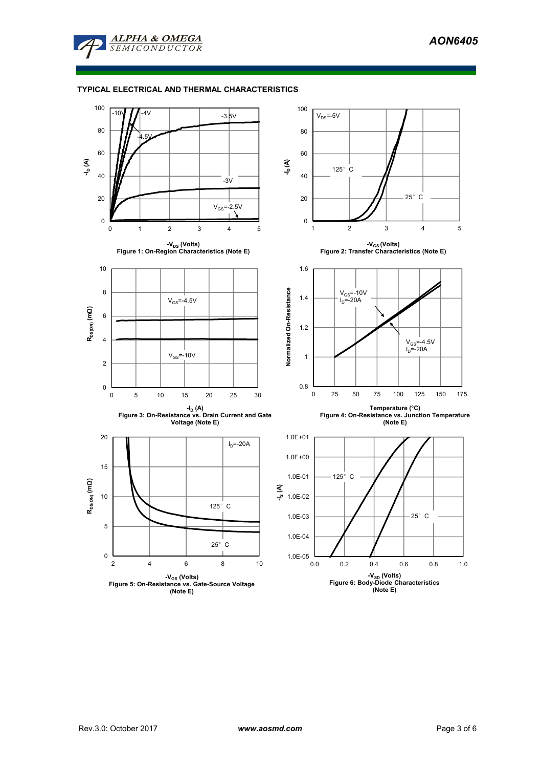## TYPICAL ELECTRICAL AND THERMAL CHARACTERISTICS

Figure 1: On-Region Characteristics (Note E)

Figure 2: Transfer Characteristics (Note E)

Figure 3: On-Resistance vs. Drain Current and Gate Voltage (Note E)

Figure 4: On-Resistance vs. Junction Temperature (Note E)

Figure 5: On-Resistance vs. Gate-Source Voltage (Note E)

Figure 6: Body-Diode Characteristics (Note E)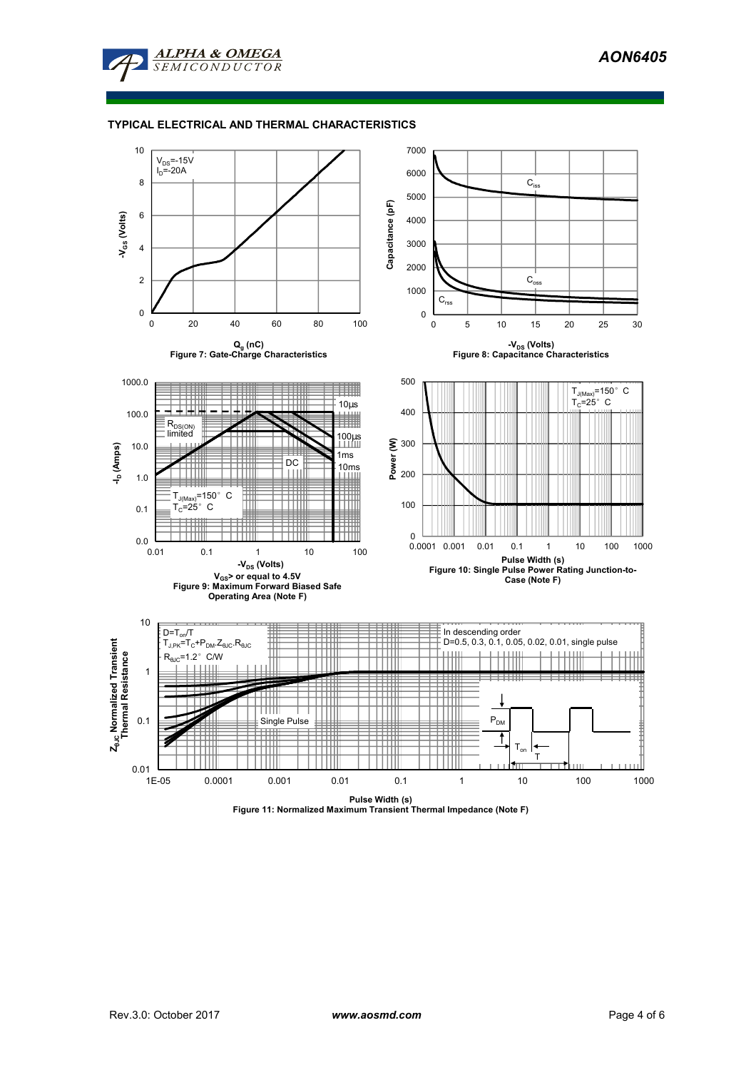## TYPICAL ELECTRICAL AND THERMAL CHARACTERISTICS

$V_{DS}$=-15V
$I_D$=-20A

$Q_g$ (nC)
Figure 7: Gate-Charge Characteristics

$C_{iss}$
$C_{oss}$
$C_{rss}$

$-V_{DS}$ (Volts)
Figure 8: Capacitance Characteristics

$R_{DS(ON)}$ limited
10µs
100µs
1ms
10ms
DC
$T_{J(Max)}$=150°C
$T_C$=25°C

$-V_{DS}$ (Volts)
$V_{GS}$> or equal to 4.5V
Figure 9: Maximum Forward Biased Safe Operating Area (Note F)

$T_{J(Max)}$=150°C
$T_C$=25°C

Pulse Width (s)
Figure 10: Single Pulse Power Rating Junction-to-Case (Note F)

$D=T_{on}/T$
$T_{J,PK}=T_C+P_{DM}.Z_{\theta JC}.R_{\theta JC}$
$R_{\theta JC}$=1.2°C/W

In descending order
D=0.5, 0.3, 0.1, 0.05, 0.02, 0.01, single pulse

Single Pulse

$P_{DM}$
$T_{on}$
T

Pulse Width (s)
Figure 11: Normalized Maximum Transient Thermal Impedance (Note F)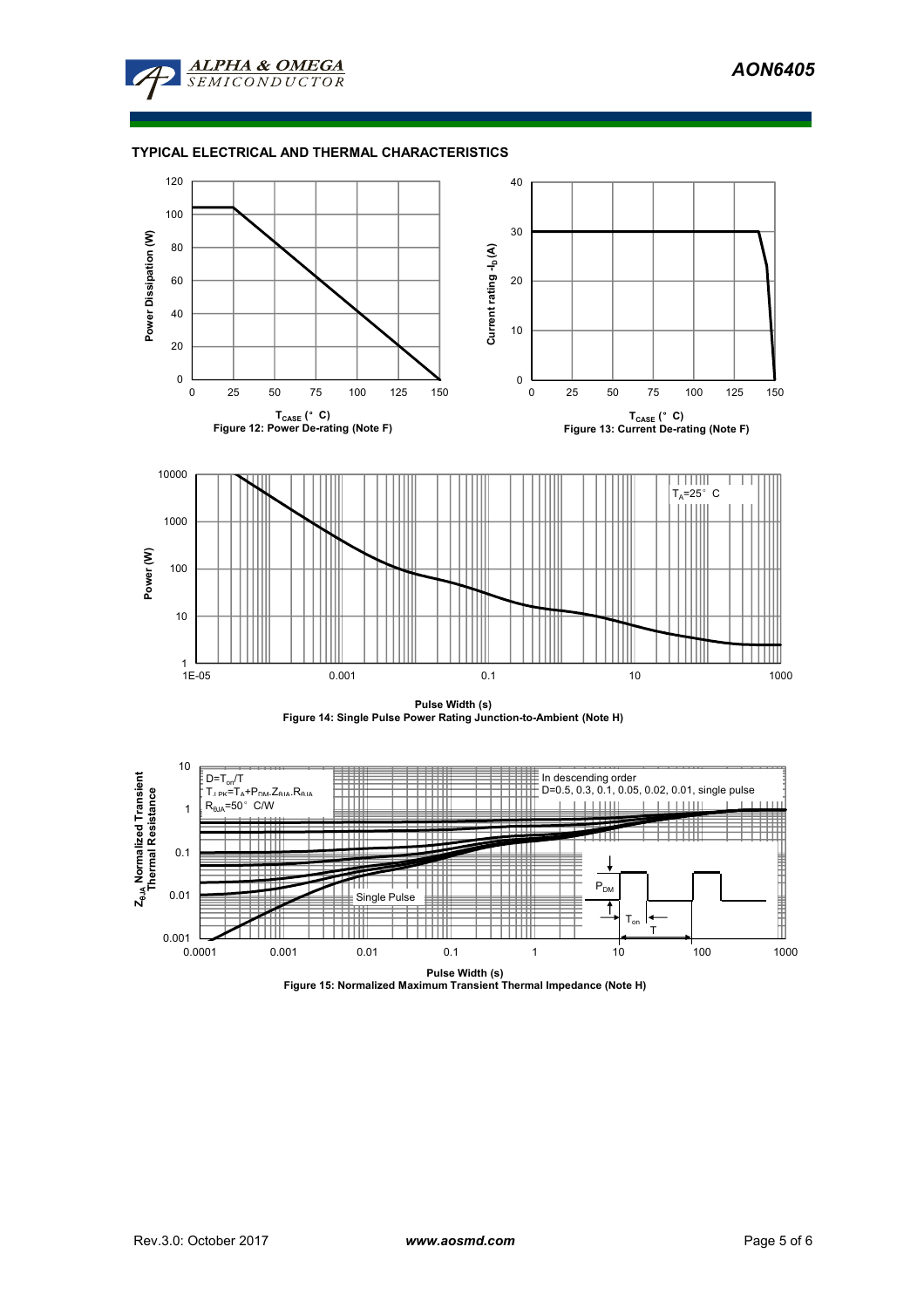## TYPICAL ELECTRICAL AND THERMAL CHARACTERISTICS

Figure 12: Power De-rating (Note F)

Figure 13: Current De-rating (Note F)

Figure 14: Single Pulse Power Rating Junction-to-Ambient (Note H)

Figure 15: Normalized Maximum Transient Thermal Impedance (Note H)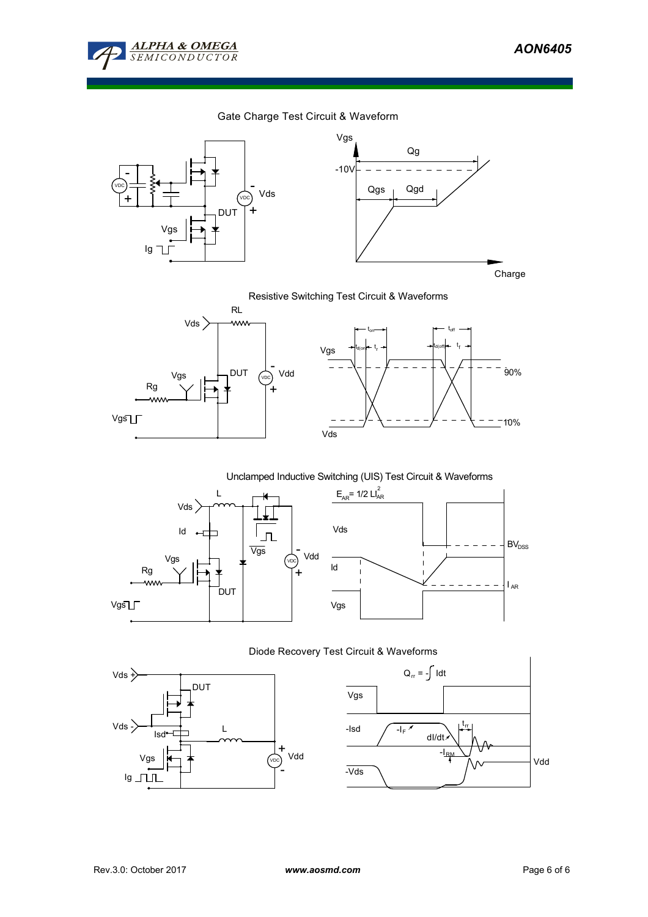## Gate Charge Test Circuit & Waveform

VDC
DUT
Vds
Vgs
Ig

Vgs
Qg
-10V
Qgs
Qgd
Charge

## Resistive Switching Test Circuit & Waveforms

RL
Vds
Vgs
DUT
Rg
Vdd
VDC
Vgs

$t_{on}$
$t_{d(on)}$
$t_r$
$t_{off}$
$t_{d(off)}$
$t_f$
Vgs
90%
10%
Vds

## Unclamped Inductive Switching (UIS) Test Circuit & Waveforms

L
Vds
Id
Vgs
Rg
DUT
Vgs
Vdd
VDC
Vgs

$E_{AR} = 1/2\, LI_{AR}^2$
Vds
$BV_{DSS}$
Id
$I_{AR}$
Vgs

## Diode Recovery Test Circuit & Waveforms

Vds +
DUT
Vds -
Isd
L
Vgs
Ig
Vdd
VDC

$Q_{rr} = -\int Idt$
Vgs
-Isd
$-I_F$
dI/dt
$t_{rr}$
$-I_{RM}$
-Vds
Vdd